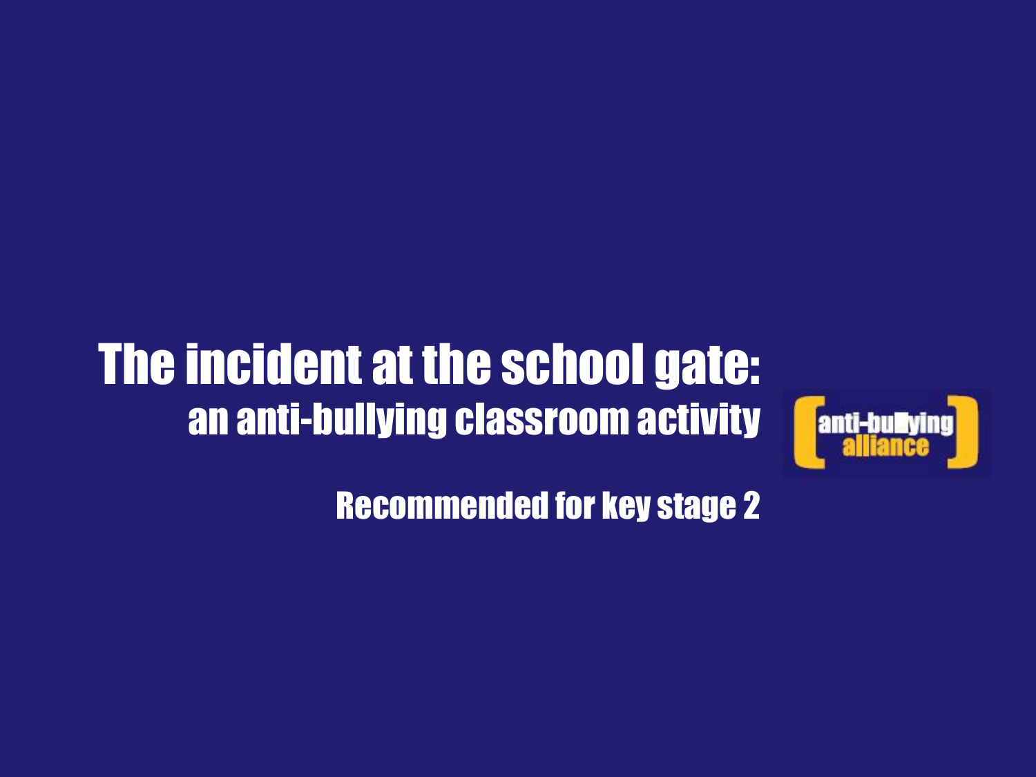# The incident at the school gate:

## an anti-bullying classroom activity

anti-bullying alliance

### Recommended for key stage 2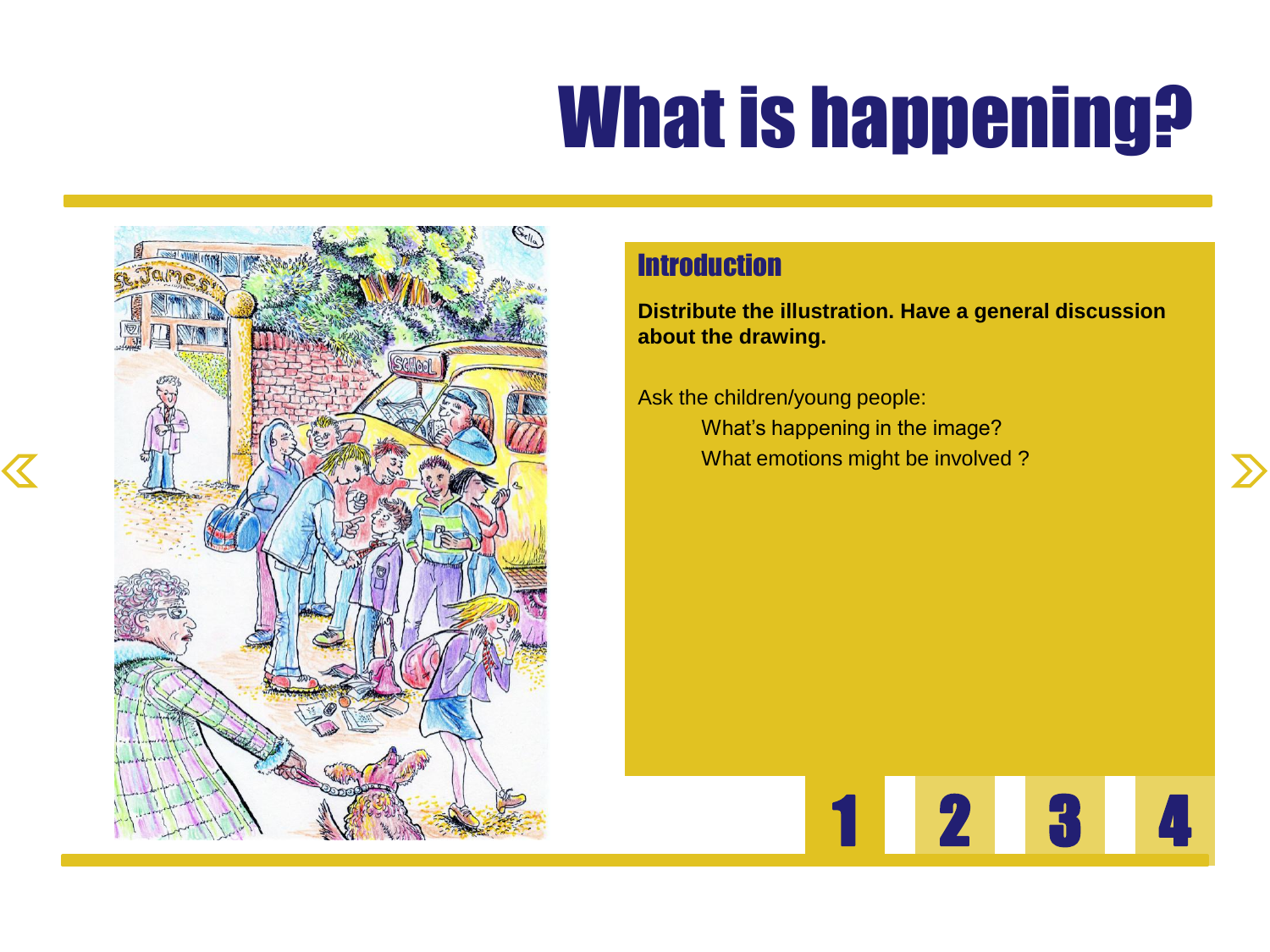# What is happening?

## Introduction

**Distribute the illustration. Have a general discussion about the drawing.**

Ask the children/young people:

- What's happening in the image?
- What emotions might be involved ?

1 2 3 4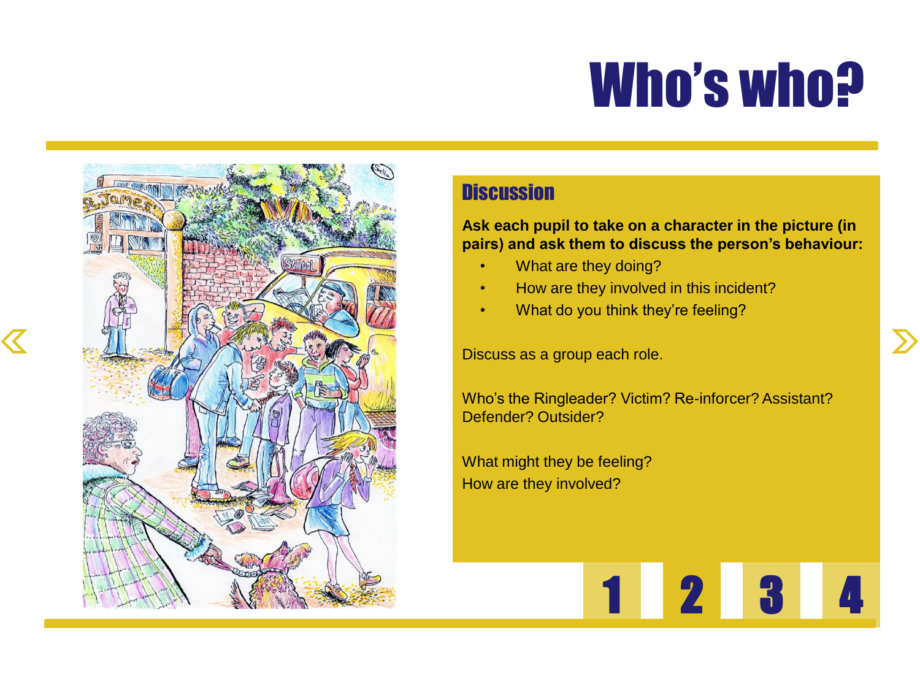# Who's who?

## Discussion

**Ask each pupil to take on a character in the picture (in pairs) and ask them to discuss the person's behaviour:**

- What are they doing?
- How are they involved in this incident?
- What do you think they're feeling?

Discuss as a group each role.

Who's the Ringleader? Victim? Re-inforcer? Assistant? Defender? Outsider?

What might they be feeling?
How are they involved?

1 2 3 4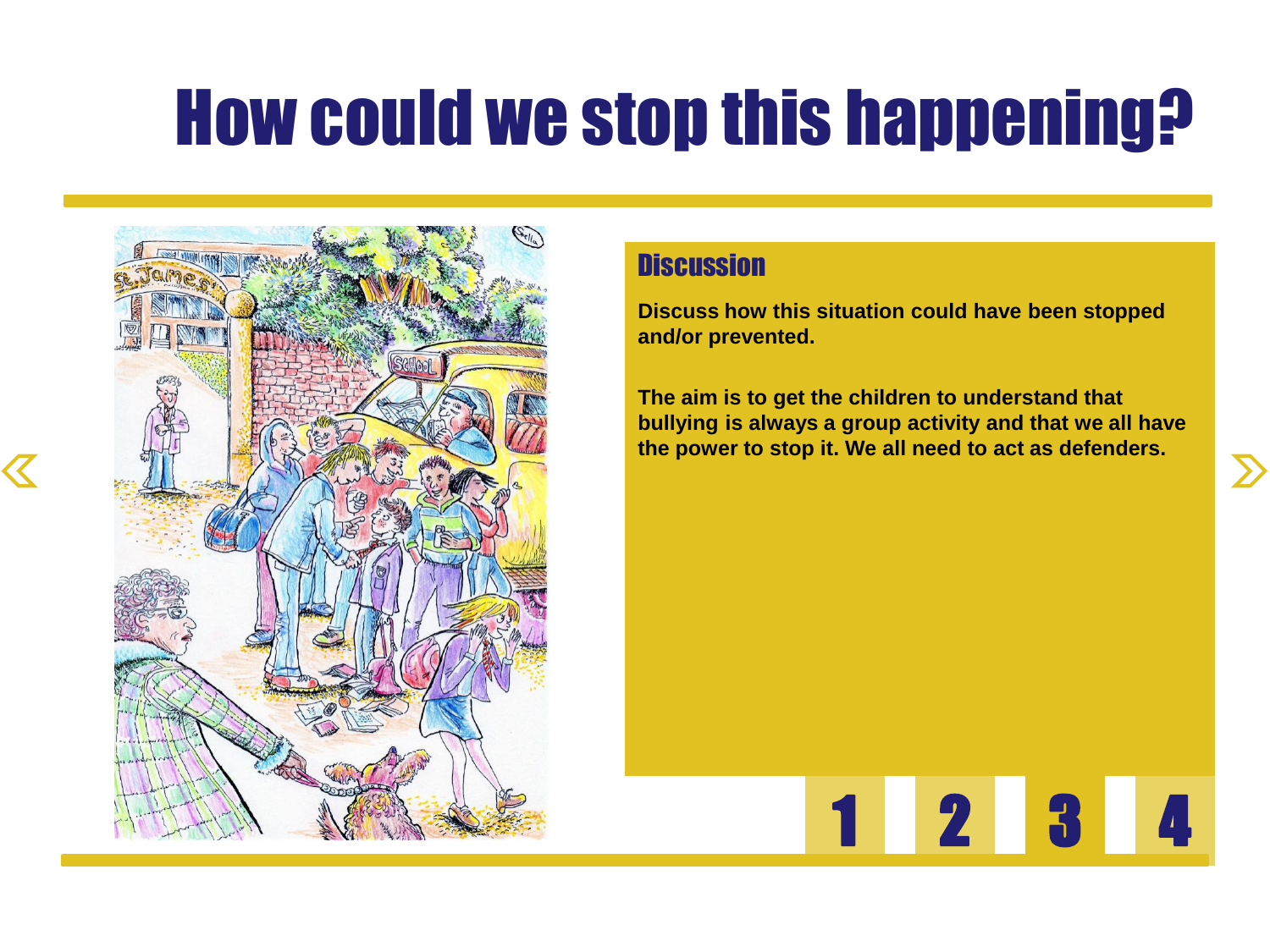# How could we stop this happening?

## Discussion

**Discuss how this situation could have been stopped and/or prevented.**

**The aim is to get the children to understand that bullying is always a group activity and that we all have the power to stop it. We all need to act as defenders.**

1 2 3 4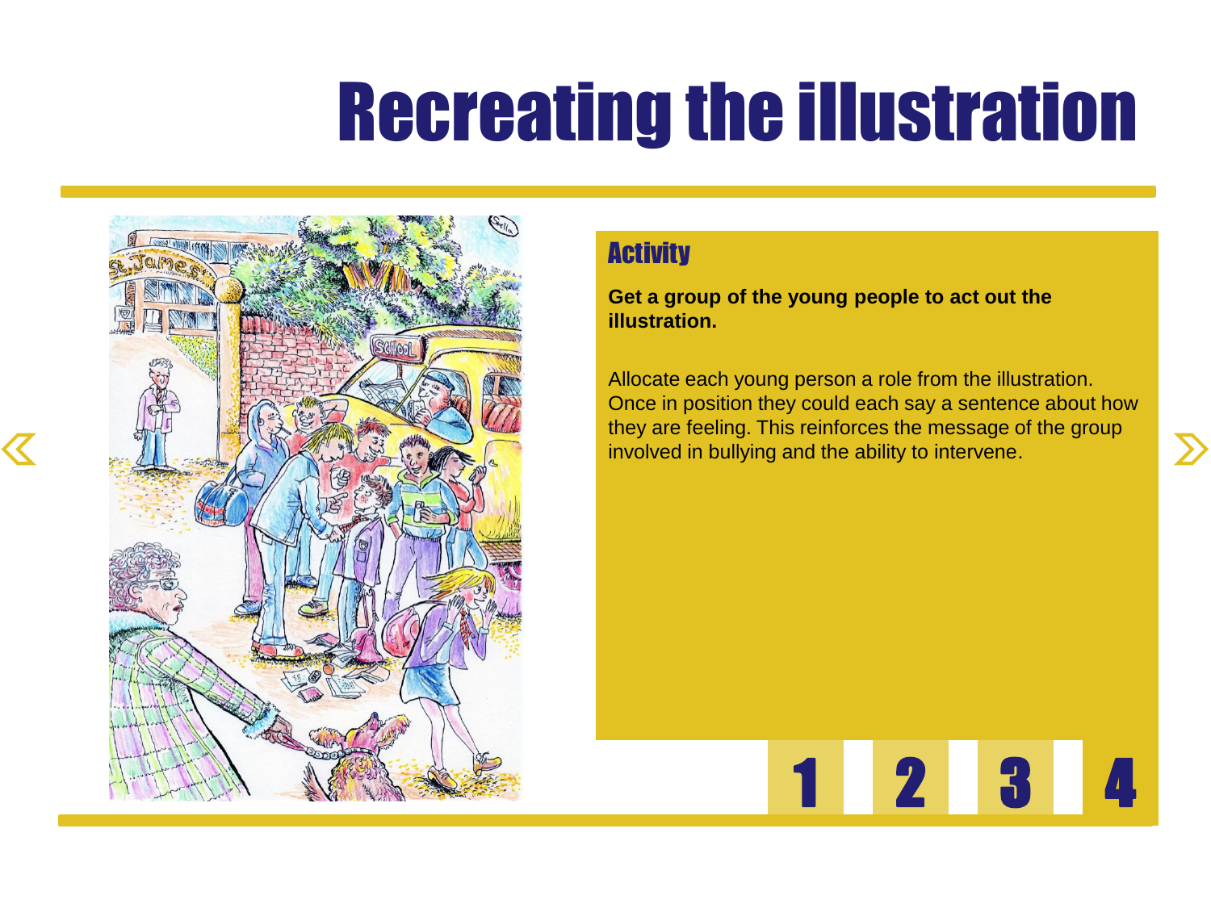# Recreating the illustration

## Activity

**Get a group of the young people to act out the illustration.**

Allocate each young person a role from the illustration. Once in position they could each say a sentence about how they are feeling. This reinforces the message of the group involved in bullying and the ability to intervene.

1 2 3 4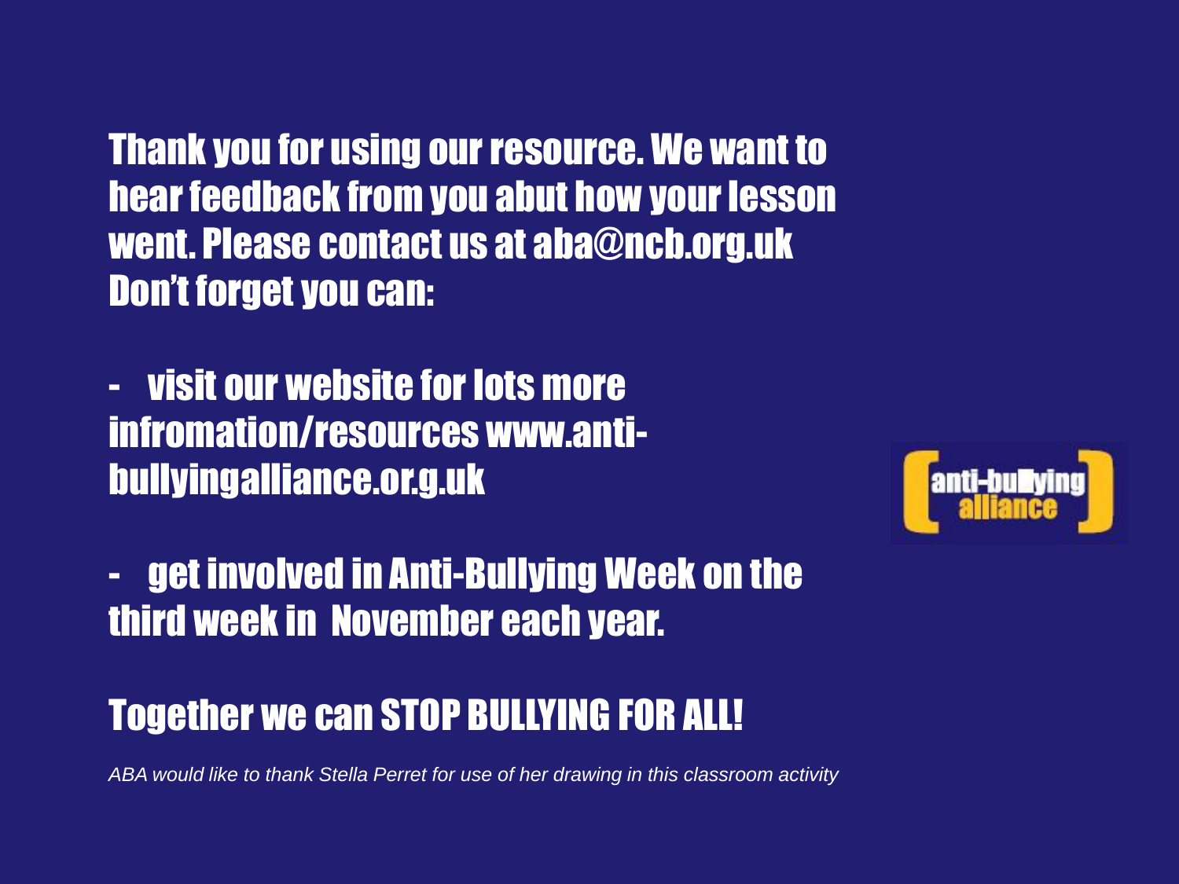Thank you for using our resource. We want to hear feedback from you abut how your lesson went. Please contact us at aba@ncb.org.uk
Don't forget you can:

- visit our website for lots more infromation/resources www.anti-bullyingalliance.or.g.uk

- get involved in Anti-Bullying Week on the third week in November each year.

Together we can STOP BULLYING FOR ALL!

*ABA would like to thank Stella Perret for use of her drawing in this classroom activity*